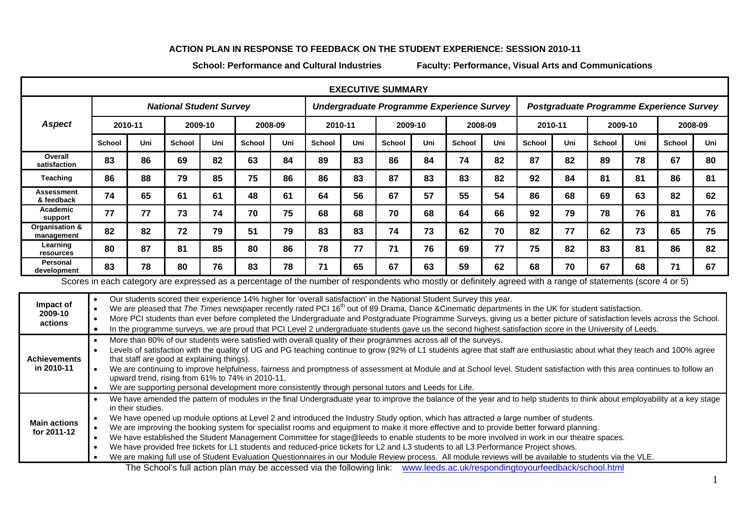# ACTION PLAN IN RESPONSE TO FEEDBACK ON THE STUDENT EXPERIENCE: SESSION 2010-11

**School: Performance and Cultural Industries** **Faculty: Performance, Visual Arts and Communications**

## EXECUTIVE SUMMARY

| *Aspect* | *National Student Survey* | | | | | | *Undergraduate Programme Experience Survey* | | | | | | *Postgraduate Programme Experience Survey* | | | | | |
|---|---|---|---|---|---|---|---|---|---|---|---|---|---|---|---|---|---|---|
| | 2010-11 | | 2009-10 | | 2008-09 | | 2010-11 | | 2009-10 | | 2008-09 | | 2010-11 | | 2009-10 | | 2008-09 | |
| | School | Uni | School | Uni | School | Uni | School | Uni | School | Uni | School | Uni | School | Uni | School | Uni | School | Uni |
| **Overall satisfaction** | 83 | 86 | 69 | 82 | 63 | 84 | 89 | 83 | 86 | 84 | 74 | 82 | 87 | 82 | 89 | 78 | 67 | 80 |
| **Teaching** | 86 | 88 | 79 | 85 | 75 | 86 | 86 | 83 | 87 | 83 | 83 | 82 | 92 | 84 | 81 | 81 | 86 | 81 |
| **Assessment & feedback** | 74 | 65 | 61 | 61 | 48 | 61 | 64 | 56 | 67 | 57 | 55 | 54 | 86 | 68 | 69 | 63 | 82 | 62 |
| **Academic support** | 77 | 77 | 73 | 74 | 70 | 75 | 68 | 68 | 70 | 68 | 64 | 66 | 92 | 79 | 78 | 76 | 81 | 76 |
| **Organisation & management** | 82 | 82 | 72 | 79 | 51 | 79 | 83 | 83 | 74 | 73 | 62 | 70 | 82 | 77 | 62 | 73 | 65 | 75 |
| **Learning resources** | 80 | 87 | 81 | 85 | 80 | 86 | 78 | 77 | 71 | 76 | 69 | 77 | 75 | 82 | 83 | 81 | 86 | 82 |
| **Personal development** | 83 | 78 | 80 | 76 | 83 | 78 | 71 | 65 | 67 | 63 | 59 | 62 | 68 | 70 | 67 | 68 | 71 | 67 |

Scores in each category are expressed as a percentage of the number of respondents who mostly or definitely agreed with a range of statements (score 4 or 5)

| | |
|---|---|
| **Impact of 2009-10 actions** | • Our students scored their experience 14% higher for 'overall satisfaction' in the National Student Survey this year.<br>• We are pleased that *The Times* newspaper recently rated PCI 16th out of 89 Drama, Dance &Cinematic departments in the UK for student satisfaction.<br>• More PCI students than ever before completed the Undergraduate and Postgraduate Programme Surveys, giving us a better picture of satisfaction levels across the School.<br>• In the programme surveys, we are proud that PCI Level 2 undergraduate students gave us the second highest satisfaction score in the University of Leeds. |
| **Achievements in 2010-11** | • More than 80% of our students were satisfied with overall quality of their programmes across all of the surveys.<br>• Levels of satisfaction with the quality of UG and PG teaching continue to grow (92% of L1 students agree that staff are enthusiastic about what they teach and 100% agree that staff are good at explaining things).<br>• We are continuing to improve helpfulness, fairness and promptness of assessment at Module and at School level. Student satisfaction with this area continues to follow an upward trend, rising from 61% to 74% in 2010-11.<br>• We are supporting personal development more consistently through personal tutors and Leeds for Life. |
| **Main actions for 2011-12** | • We have amended the pattern of modules in the final Undergraduate year to improve the balance of the year and to help students to think about employability at a key stage in their studies.<br>• We have opened up module options at Level 2 and introduced the Industry Study option, which has attracted a large number of students.<br>• We are improving the booking system for specialist rooms and equipment to make it more effective and to provide better forward planning.<br>• We have established the Student Management Committee for stage@leeds to enable students to be more involved in work in our theatre spaces.<br>• We have provided free tickets for L1 students and reduced-price tickets for L2 and L3 students to all L3 Performance Project shows.<br>• We are making full use of Student Evaluation Questionnaires in our Module Review process. All module reviews will be available to students via the VLE. |

The School's full action plan may be accessed via the following link: www.leeds.ac.uk/respondingtoyourfeedback/school.html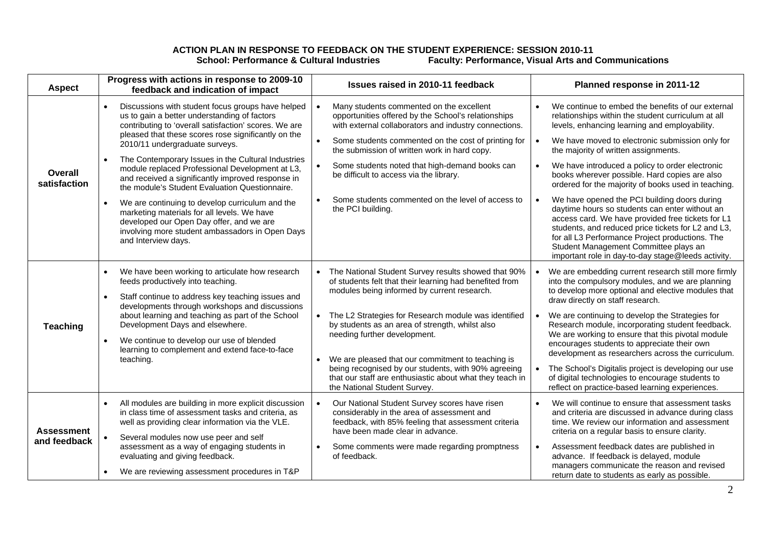# ACTION PLAN IN RESPONSE TO FEEDBACK ON THE STUDENT EXPERIENCE: SESSION 2010-11

**School: Performance & Cultural Industries** **Faculty: Performance, Visual Arts and Communications**

| Aspect | Progress with actions in response to 2009-10 feedback and indication of impact | Issues raised in 2010-11 feedback | Planned response in 2011-12 |
|---|---|---|---|
| **Overall satisfaction** | • Discussions with student focus groups have helped us to gain a better understanding of factors contributing to 'overall satisfaction' scores. We are pleased that these scores rose significantly on the 2010/11 undergraduate surveys.<br>• The Contemporary Issues in the Cultural Industries module replaced Professional Development at L3, and received a significantly improved response in the module's Student Evaluation Questionnaire.<br>• We are continuing to develop curriculum and the marketing materials for all levels. We have developed our Open Day offer, and we are involving more student ambassadors in Open Days and Interview days. | • Many students commented on the excellent opportunities offered by the School's relationships with external collaborators and industry connections.<br>• Some students commented on the cost of printing for the submission of written work in hard copy.<br>• Some students noted that high-demand books can be difficult to access via the library.<br>• Some students commented on the level of access to the PCI building. | • We continue to embed the benefits of our external relationships within the student curriculum at all levels, enhancing learning and employability.<br>• We have moved to electronic submission only for the majority of written assignments.<br>• We have introduced a policy to order electronic books wherever possible. Hard copies are also ordered for the majority of books used in teaching.<br>• We have opened the PCI building doors during daytime hours so students can enter without an access card. We have provided free tickets for L1 students, and reduced price tickets for L2 and L3, for all L3 Performance Project productions. The Student Management Committee plays an important role in day-to-day stage@leeds activity. |
| **Teaching** | • We have been working to articulate how research feeds productively into teaching.<br>• Staff continue to address key teaching issues and developments through workshops and discussions about learning and teaching as part of the School Development Days and elsewhere.<br>• We continue to develop our use of blended learning to complement and extend face-to-face teaching. | • The National Student Survey results showed that 90% of students felt that their learning had benefited from modules being informed by current research.<br>• The L2 Strategies for Research module was identified by students as an area of strength, whilst also needing further development.<br>• We are pleased that our commitment to teaching is being recognised by our students, with 90% agreeing that our staff are enthusiastic about what they teach in the National Student Survey. | • We are embedding current research still more firmly into the compulsory modules, and we are planning to develop more optional and elective modules that draw directly on staff research.<br>• We are continuing to develop the Strategies for Research module, incorporating student feedback. We are working to ensure that this pivotal module encourages students to appreciate their own development as researchers across the curriculum.<br>• The School's Digitalis project is developing our use of digital technologies to encourage students to reflect on practice-based learning experiences. |
| **Assessment and feedback** | • All modules are building in more explicit discussion in class time of assessment tasks and criteria, as well as providing clear information via the VLE.<br>• Several modules now use peer and self assessment as a way of engaging students in evaluating and giving feedback.<br>• We are reviewing assessment procedures in T&P | • Our National Student Survey scores have risen considerably in the area of assessment and feedback, with 85% feeling that assessment criteria have been made clear in advance.<br>• Some comments were made regarding promptness of feedback. | • We will continue to ensure that assessment tasks and criteria are discussed in advance during class time. We review our information and assessment criteria on a regular basis to ensure clarity.<br>• Assessment feedback dates are published in advance. If feedback is delayed, module managers communicate the reason and revised return date to students as early as possible. |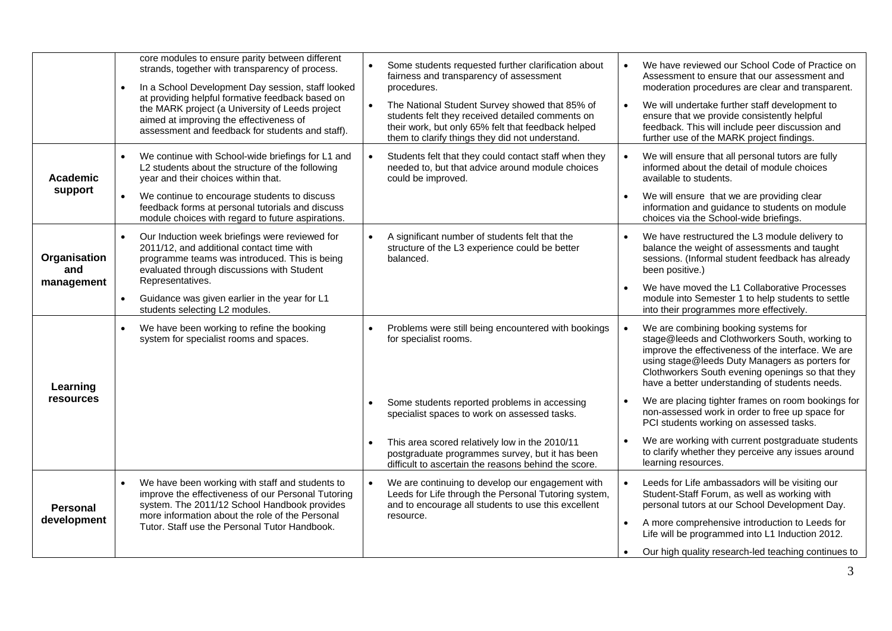| | | | |
|---|---|---|---|
| | core modules to ensure parity between different strands, together with transparency of process. <br> • In a School Development Day session, staff looked at providing helpful formative feedback based on the MARK project (a University of Leeds project aimed at improving the effectiveness of assessment and feedback for students and staff). | • Some students requested further clarification about fairness and transparency of assessment procedures. <br> • The National Student Survey showed that 85% of students felt they received detailed comments on their work, but only 65% felt that feedback helped them to clarify things they did not understand. | • We have reviewed our School Code of Practice on Assessment to ensure that our assessment and moderation procedures are clear and transparent. <br> • We will undertake further staff development to ensure that we provide consistently helpful feedback. This will include peer discussion and further use of the MARK project findings. |
| **Academic support** | • We continue with School-wide briefings for L1 and L2 students about the structure of the following year and their choices within that. <br> • We continue to encourage students to discuss feedback forms at personal tutorials and discuss module choices with regard to future aspirations. | • Students felt that they could contact staff when they needed to, but that advice around module choices could be improved. | • We will ensure that all personal tutors are fully informed about the detail of module choices available to students. <br> • We will ensure that we are providing clear information and guidance to students on module choices via the School-wide briefings. |
| **Organisation and management** | • Our Induction week briefings were reviewed for 2011/12, and additional contact time with programme teams was introduced. This is being evaluated through discussions with Student Representatives. <br> • Guidance was given earlier in the year for L1 students selecting L2 modules. | • A significant number of students felt that the structure of the L3 experience could be better balanced. | • We have restructured the L3 module delivery to balance the weight of assessments and taught sessions. (Informal student feedback has already been positive.) <br> • We have moved the L1 Collaborative Processes module into Semester 1 to help students to settle into their programmes more effectively. |
| **Learning resources** | • We have been working to refine the booking system for specialist rooms and spaces. | • Problems were still being encountered with bookings for specialist rooms. <br> • Some students reported problems in accessing specialist spaces to work on assessed tasks. <br> • This area scored relatively low in the 2010/11 postgraduate programmes survey, but it has been difficult to ascertain the reasons behind the score. | • We are combining booking systems for stage@leeds and Clothworkers South, working to improve the effectiveness of the interface. We are using stage@leeds Duty Managers as porters for Clothworkers South evening openings so that they have a better understanding of students needs. <br> • We are placing tighter frames on room bookings for non-assessed work in order to free up space for PCI students working on assessed tasks. <br> • We are working with current postgraduate students to clarify whether they perceive any issues around learning resources. |
| **Personal development** | • We have been working with staff and students to improve the effectiveness of our Personal Tutoring system. The 2011/12 School Handbook provides more information about the role of the Personal Tutor. Staff use the Personal Tutor Handbook. | • We are continuing to develop our engagement with Leeds for Life through the Personal Tutoring system, and to encourage all students to use this excellent resource. | • Leeds for Life ambassadors will be visiting our Student-Staff Forum, as well as working with personal tutors at our School Development Day. <br> • A more comprehensive introduction to Leeds for Life will be programmed into L1 Induction 2012. <br> • Our high quality research-led teaching continues to |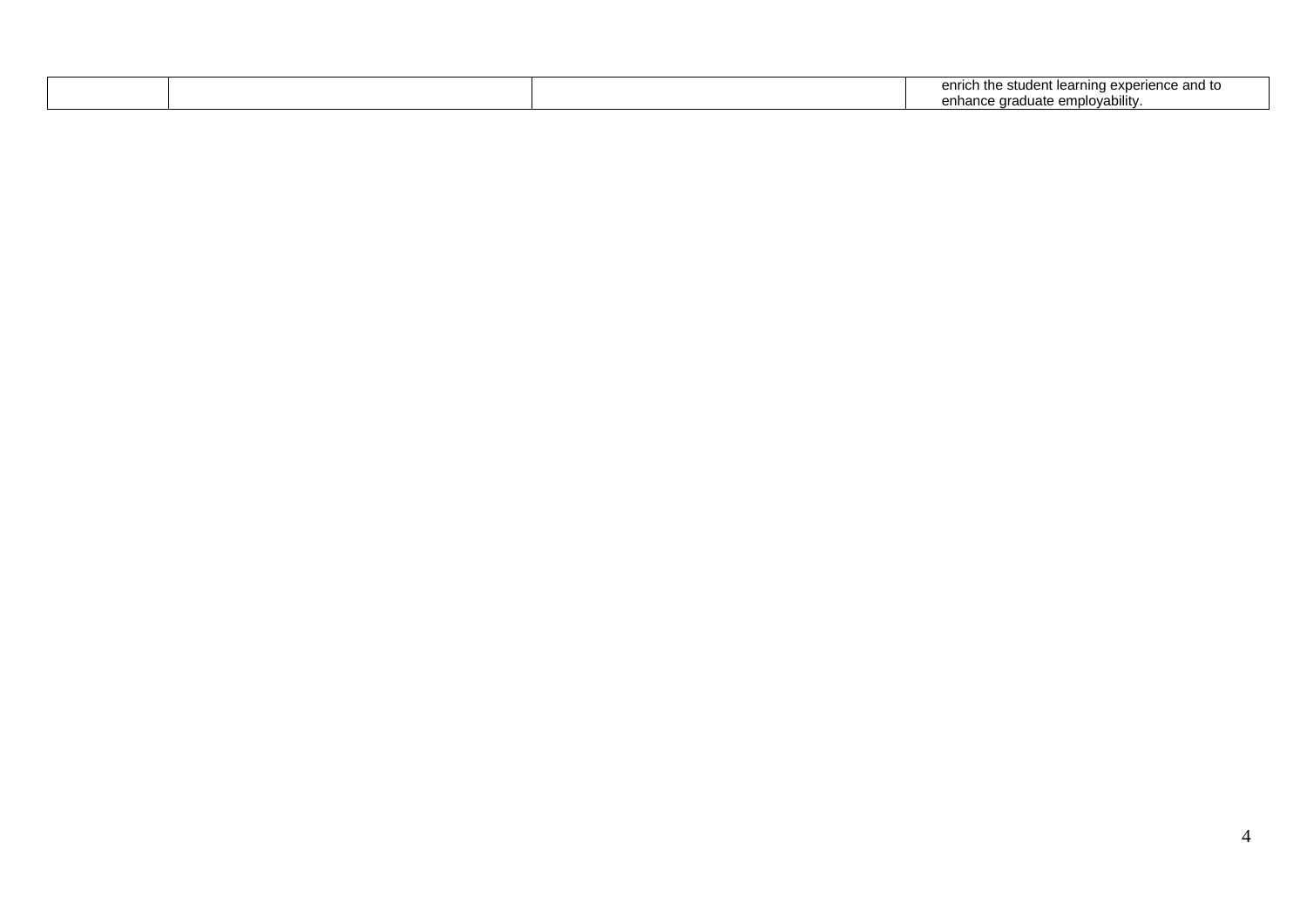| | | | |
|---|---|---|---|
| | | | enrich the student learning experience and to enhance graduate employability. |